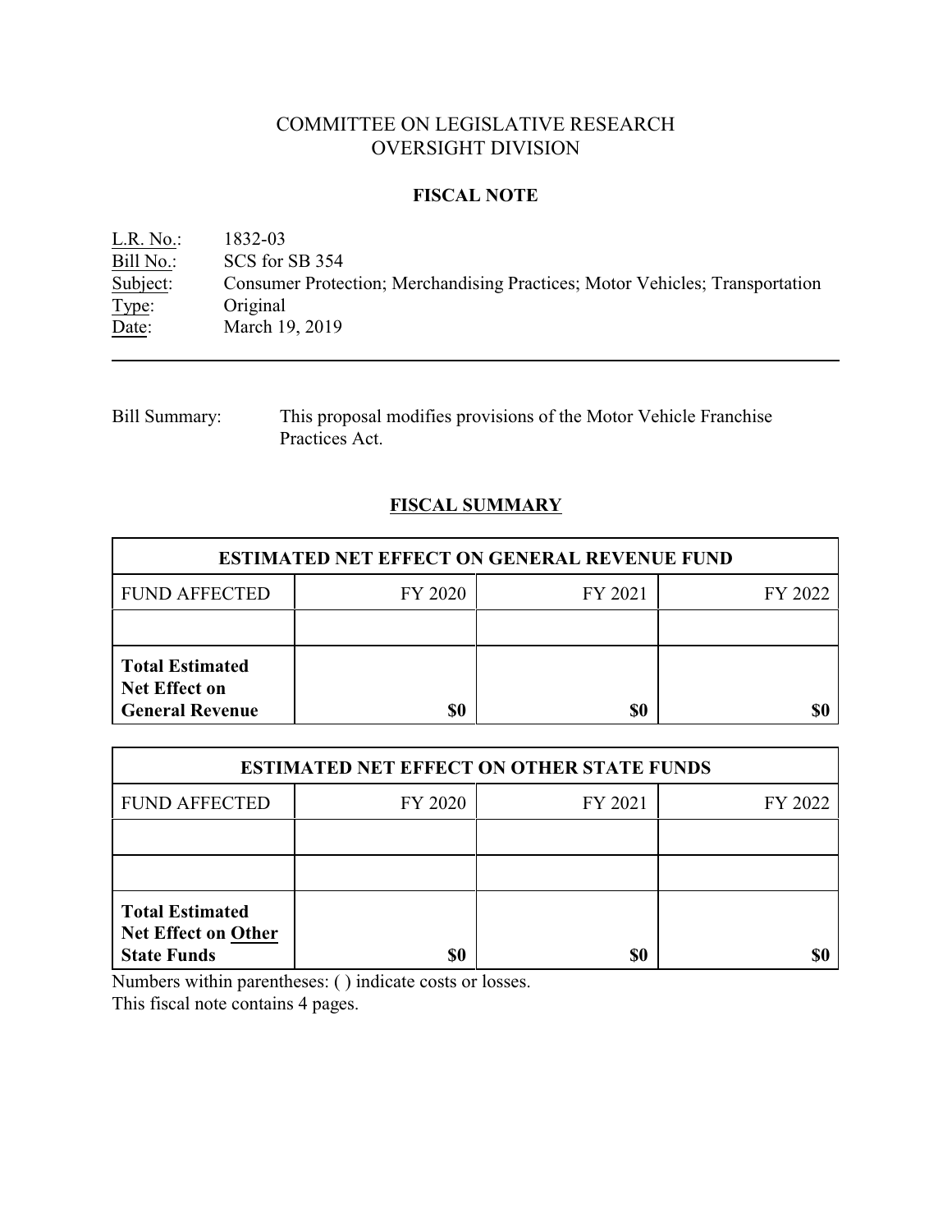# COMMITTEE ON LEGISLATIVE RESEARCH
# OVERSIGHT DIVISION

## FISCAL NOTE

L.R. No.: 1832-03
Bill No.: SCS for SB 354
Subject: Consumer Protection; Merchandising Practices; Motor Vehicles; Transportation
Type: Original
Date: March 19, 2019

---

Bill Summary: This proposal modifies provisions of the Motor Vehicle Franchise Practices Act.

## FISCAL SUMMARY

| ESTIMATED NET EFFECT ON GENERAL REVENUE FUND | | | |
|---|---|---|---|
| FUND AFFECTED | FY 2020 | FY 2021 | FY 2022 |
| | | | |
| **Total Estimated Net Effect on General Revenue** | **$0** | **$0** | **$0** |

| ESTIMATED NET EFFECT ON OTHER STATE FUNDS | | | |
|---|---|---|---|
| FUND AFFECTED | FY 2020 | FY 2021 | FY 2022 |
| | | | |
| | | | |
| **Total Estimated Net Effect on Other State Funds** | **$0** | **$0** | **$0** |

Numbers within parentheses: ( ) indicate costs or losses.
This fiscal note contains 4 pages.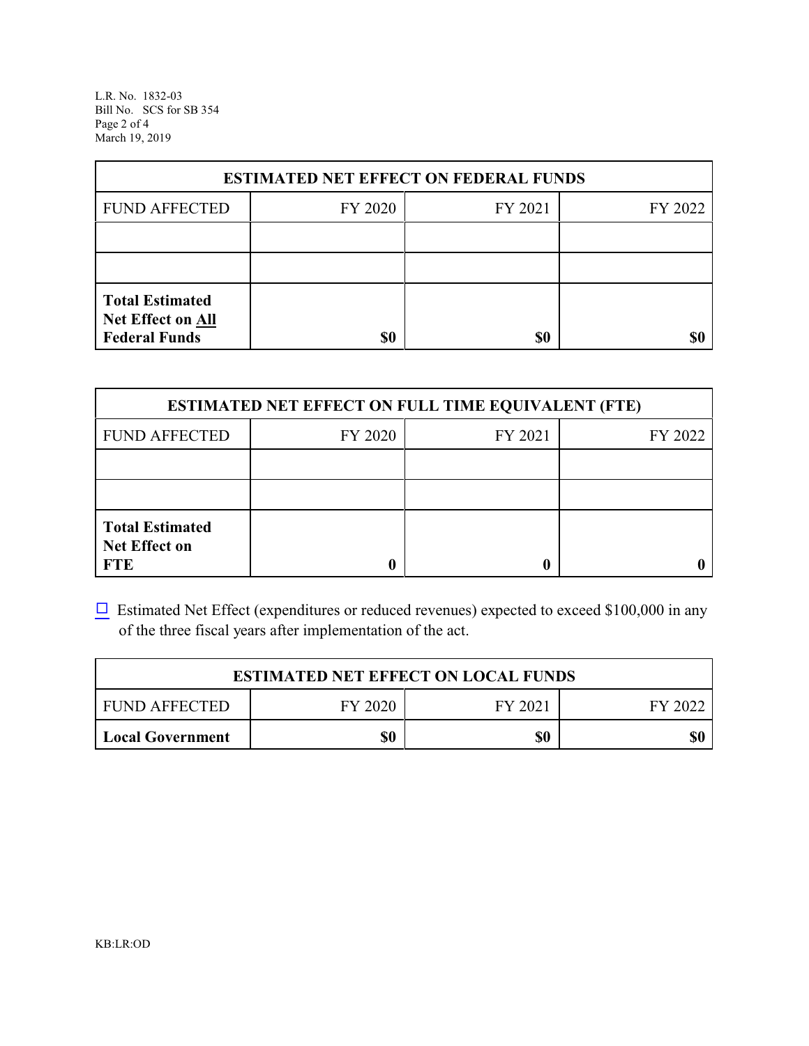| ESTIMATED NET EFFECT ON FEDERAL FUNDS | | | |
|---|---|---|---|
| FUND AFFECTED | FY 2020 | FY 2021 | FY 2022 |
| | | | |
| | | | |
| **Total Estimated Net Effect on All Federal Funds** | **$0** | **$0** | **$0** |

| ESTIMATED NET EFFECT ON FULL TIME EQUIVALENT (FTE) | | | |
|---|---|---|---|
| FUND AFFECTED | FY 2020 | FY 2021 | FY 2022 |
| | | | |
| | | | |
| **Total Estimated Net Effect on FTE** | **0** | **0** | **0** |

☐ Estimated Net Effect (expenditures or reduced revenues) expected to exceed $100,000 in any of the three fiscal years after implementation of the act.

| ESTIMATED NET EFFECT ON LOCAL FUNDS | | | |
|---|---|---|---|
| FUND AFFECTED | FY 2020 | FY 2021 | FY 2022 |
| **Local Government** | **$0** | **$0** | **$0** |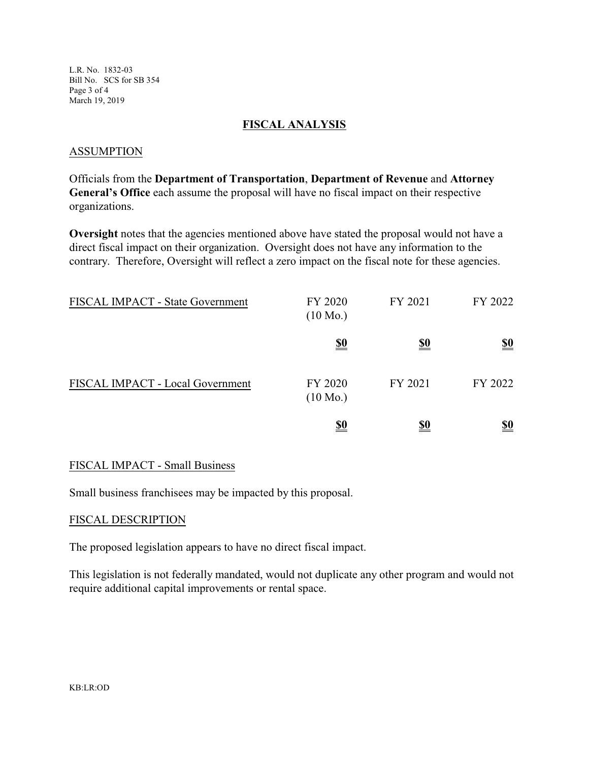## FISCAL ANALYSIS

### ASSUMPTION

Officials from the **Department of Transportation**, **Department of Revenue** and **Attorney General's Office** each assume the proposal will have no fiscal impact on their respective organizations.

**Oversight** notes that the agencies mentioned above have stated the proposal would not have a direct fiscal impact on their organization. Oversight does not have any information to the contrary. Therefore, Oversight will reflect a zero impact on the fiscal note for these agencies.

| FISCAL IMPACT - State Government | FY 2020 (10 Mo.) | FY 2021 | FY 2022 |
|---|---|---|---|
| | **$0** | **$0** | **$0** |

| FISCAL IMPACT - Local Government | FY 2020 (10 Mo.) | FY 2021 | FY 2022 |
|---|---|---|---|
| | **$0** | **$0** | **$0** |

### FISCAL IMPACT - Small Business

Small business franchisees may be impacted by this proposal.

### FISCAL DESCRIPTION

The proposed legislation appears to have no direct fiscal impact.

This legislation is not federally mandated, would not duplicate any other program and would not require additional capital improvements or rental space.

KB:LR:OD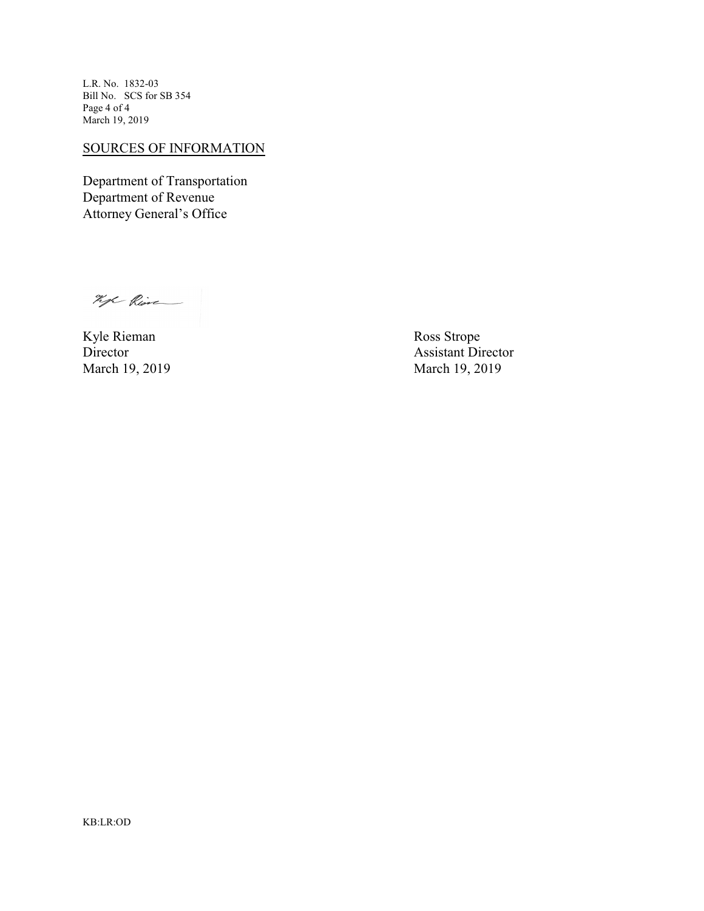## SOURCES OF INFORMATION

Department of Transportation
Department of Revenue
Attorney General's Office

| | |
|---|---|
| Kyle Rieman | Ross Strope |
| Director | Assistant Director |
| March 19, 2019 | March 19, 2019 |

KB:LR:OD